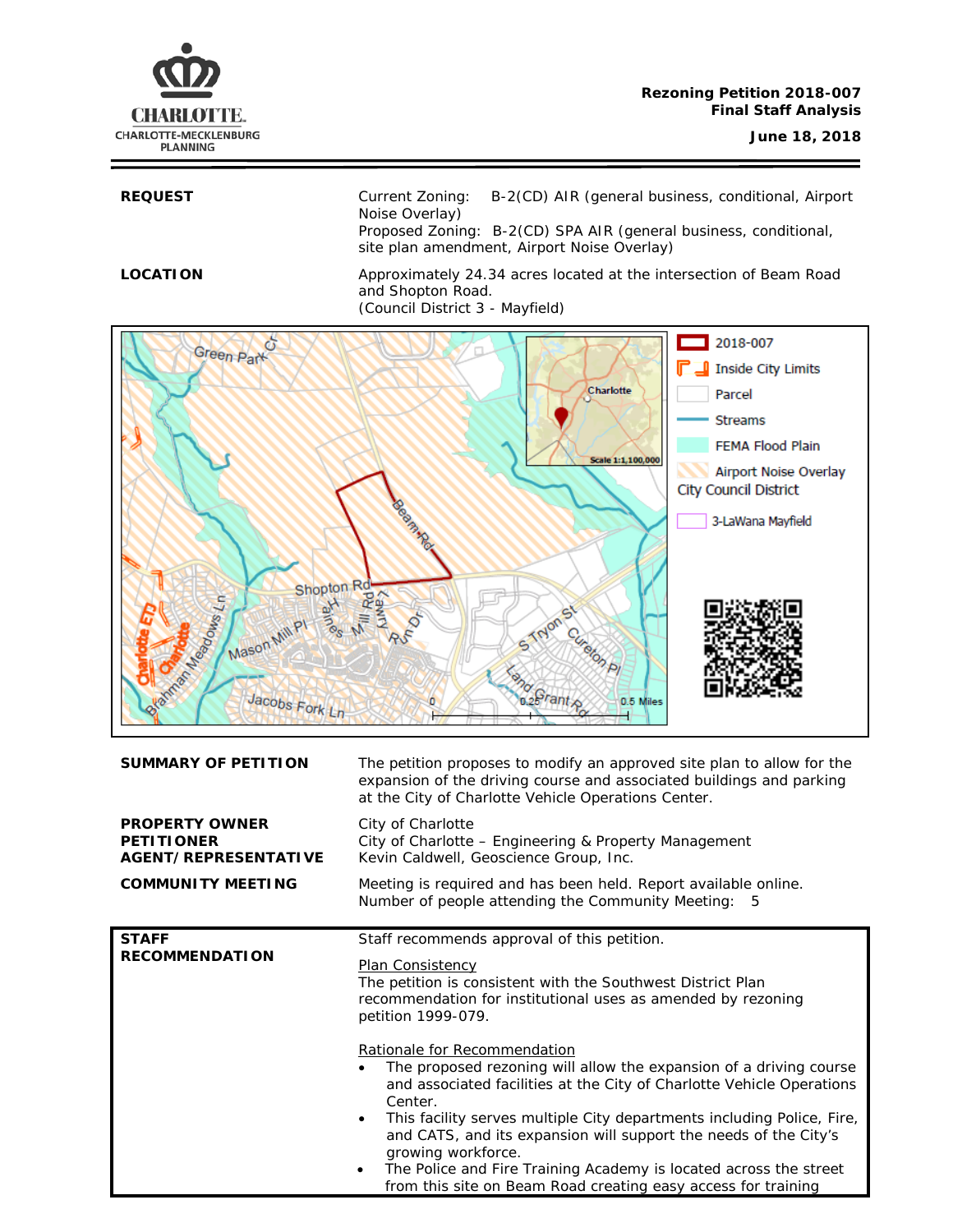**Rezoning Petition 2018-007**
**Final Staff Analysis**
**June 18, 2018**

| | |
|---|---|
| **REQUEST** | Current Zoning: B-2(CD) AIR (general business, conditional, Airport Noise Overlay)<br>Proposed Zoning: B-2(CD) SPA AIR (general business, conditional, site plan amendment, Airport Noise Overlay) |
| **LOCATION** | Approximately 24.34 acres located at the intersection of Beam Road and Shopton Road.<br>(Council District 3 - Mayfield) |

| | |
|---|---|
| **SUMMARY OF PETITION** | The petition proposes to modify an approved site plan to allow for the expansion of the driving course and associated buildings and parking at the City of Charlotte Vehicle Operations Center. |
| **PROPERTY OWNER** | City of Charlotte |
| **PETITIONER** | City of Charlotte – Engineering & Property Management |
| **AGENT/REPRESENTATIVE** | Kevin Caldwell, Geoscience Group, Inc. |
| **COMMUNITY MEETING** | Meeting is required and has been held. Report available online.<br>Number of people attending the Community Meeting: 5 |

**STAFF RECOMMENDATION**

Staff recommends approval of this petition.

Plan Consistency

The petition is consistent with the Southwest District Plan recommendation for institutional uses as amended by rezoning petition 1999-079.

Rationale for Recommendation

- The proposed rezoning will allow the expansion of a driving course and associated facilities at the City of Charlotte Vehicle Operations Center.
- This facility serves multiple City departments including Police, Fire, and CATS, and its expansion will support the needs of the City's growing workforce.
- The Police and Fire Training Academy is located across the street from this site on Beam Road creating easy access for training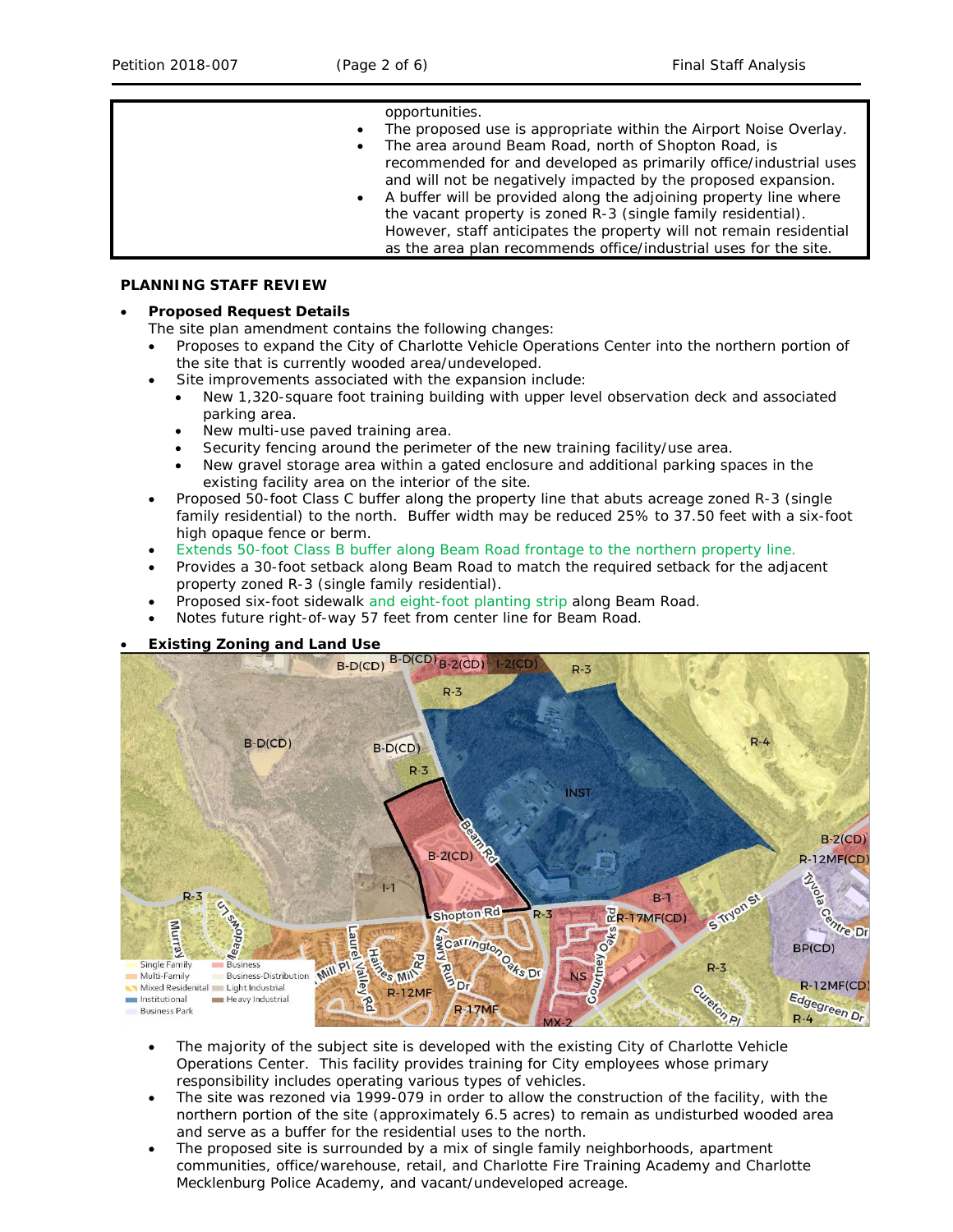- opportunities.
- The proposed use is appropriate within the Airport Noise Overlay.
- The area around Beam Road, north of Shopton Road, is recommended for and developed as primarily office/industrial uses and will not be negatively impacted by the proposed expansion.
- A buffer will be provided along the adjoining property line where the vacant property is zoned R-3 (single family residential). However, staff anticipates the property will not remain residential as the area plan recommends office/industrial uses for the site.

## PLANNING STAFF REVIEW

- **Proposed Request Details**

  The site plan amendment contains the following changes:
  - Proposes to expand the City of Charlotte Vehicle Operations Center into the northern portion of the site that is currently wooded area/undeveloped.
  - Site improvements associated with the expansion include:
    - New 1,320-square foot training building with upper level observation deck and associated parking area.
    - New multi-use paved training area.
    - Security fencing around the perimeter of the new training facility/use area.
    - New gravel storage area within a gated enclosure and additional parking spaces in the existing facility area on the interior of the site.
  - Proposed 50-foot Class C buffer along the property line that abuts acreage zoned R-3 (single family residential) to the north. Buffer width may be reduced 25% to 37.50 feet with a six-foot high opaque fence or berm.
  - Extends 50-foot Class B buffer along Beam Road frontage to the northern property line.
  - Provides a 30-foot setback along Beam Road to match the required setback for the adjacent property zoned R-3 (single family residential).
  - Proposed six-foot sidewalk and eight-foot planting strip along Beam Road.
  - Notes future right-of-way 57 feet from center line for Beam Road.

- **Existing Zoning and Land Use**

  - The majority of the subject site is developed with the existing City of Charlotte Vehicle Operations Center. This facility provides training for City employees whose primary responsibility includes operating various types of vehicles.
  - The site was rezoned via 1999-079 in order to allow the construction of the facility, with the northern portion of the site (approximately 6.5 acres) to remain as undisturbed wooded area and serve as a buffer for the residential uses to the north.
  - The proposed site is surrounded by a mix of single family neighborhoods, apartment communities, office/warehouse, retail, and Charlotte Fire Training Academy and Charlotte Mecklenburg Police Academy, and vacant/undeveloped acreage.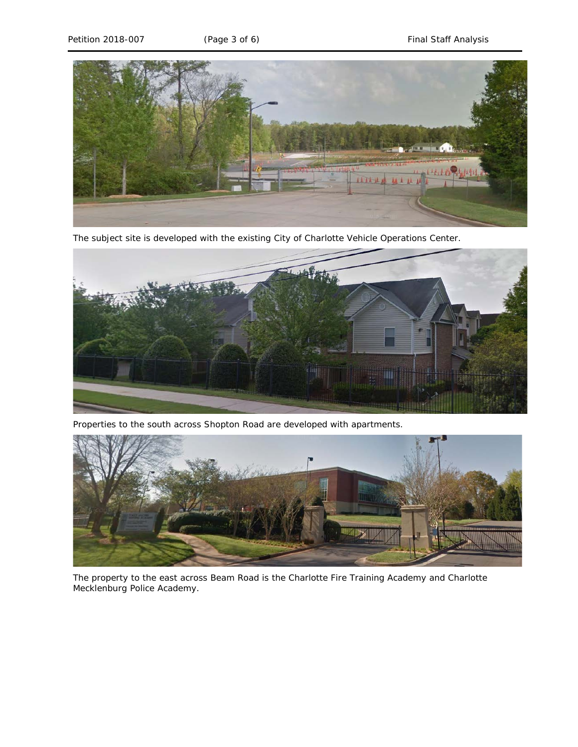The subject site is developed with the existing City of Charlotte Vehicle Operations Center.

Properties to the south across Shopton Road are developed with apartments.

The property to the east across Beam Road is the Charlotte Fire Training Academy and Charlotte Mecklenburg Police Academy.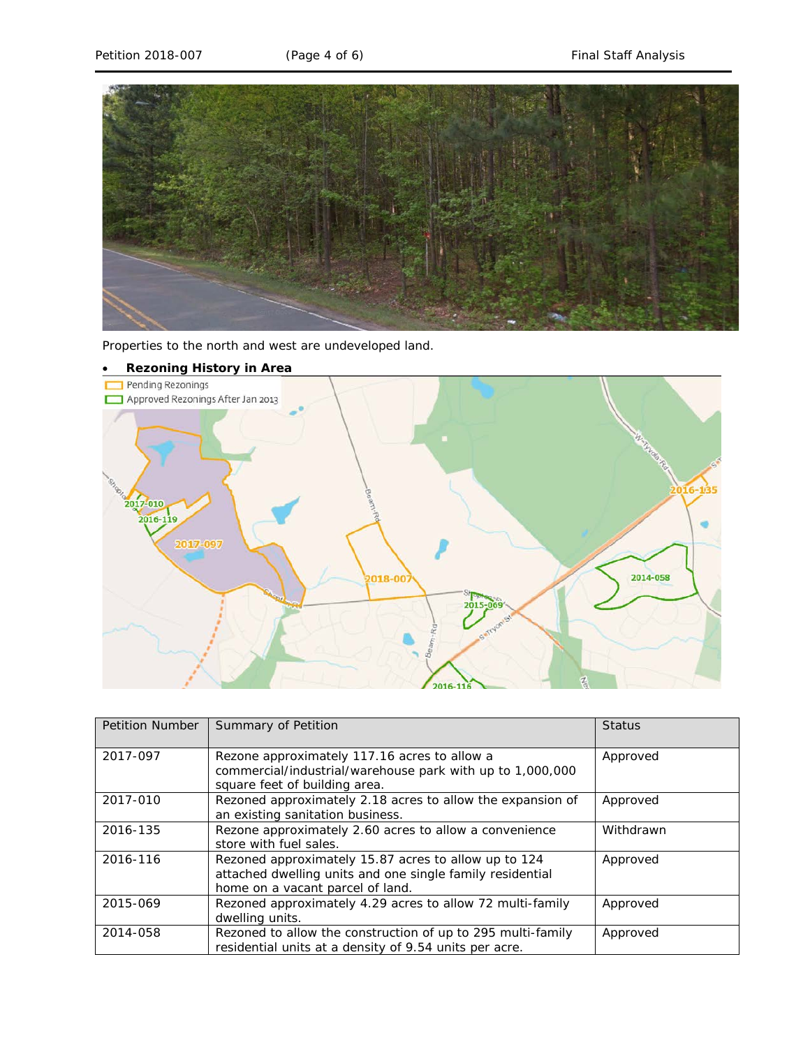Properties to the north and west are undeveloped land.

- **Rezoning History in Area**

| Petition Number | Summary of Petition | Status |
|---|---|---|
| 2017-097 | Rezone approximately 117.16 acres to allow a commercial/industrial/warehouse park with up to 1,000,000 square feet of building area. | Approved |
| 2017-010 | Rezoned approximately 2.18 acres to allow the expansion of an existing sanitation business. | Approved |
| 2016-135 | Rezone approximately 2.60 acres to allow a convenience store with fuel sales. | Withdrawn |
| 2016-116 | Rezoned approximately 15.87 acres to allow up to 124 attached dwelling units and one single family residential home on a vacant parcel of land. | Approved |
| 2015-069 | Rezoned approximately 4.29 acres to allow 72 multi-family dwelling units. | Approved |
| 2014-058 | Rezoned to allow the construction of up to 295 multi-family residential units at a density of 9.54 units per acre. | Approved |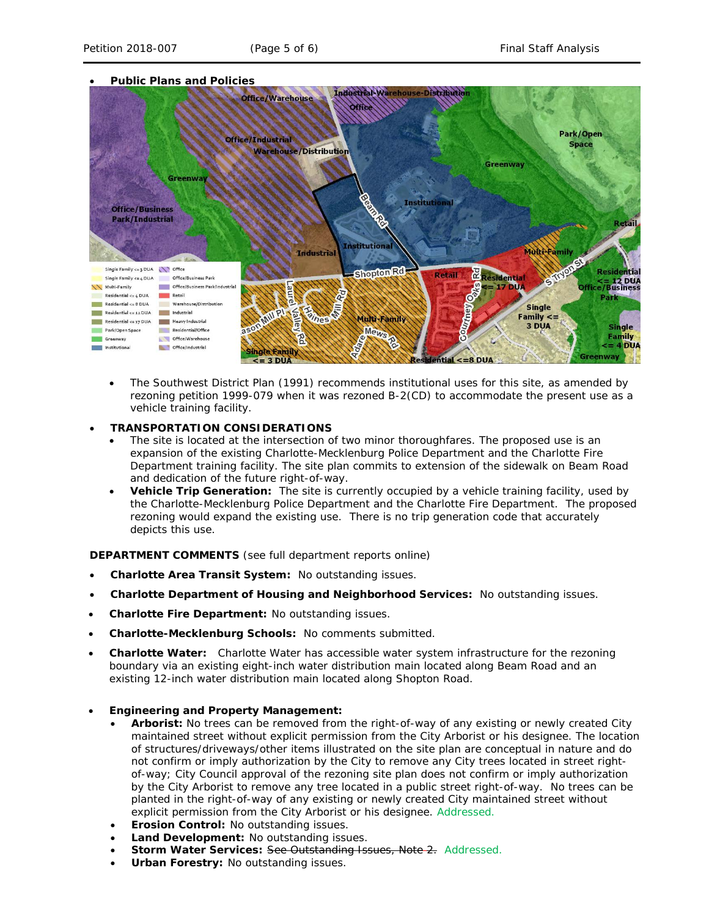- **Public Plans and Policies**

  - The Southwest District Plan (1991) recommends institutional uses for this site, as amended by rezoning petition 1999-079 when it was rezoned B-2(CD) to accommodate the present use as a vehicle training facility.

- **TRANSPORTATION CONSIDERATIONS**
  - The site is located at the intersection of two minor thoroughfares. The proposed use is an expansion of the existing Charlotte-Mecklenburg Police Department and the Charlotte Fire Department training facility. The site plan commits to extension of the sidewalk on Beam Road and dedication of the future right-of-way.
  - **Vehicle Trip Generation:** The site is currently occupied by a vehicle training facility, used by the Charlotte-Mecklenburg Police Department and the Charlotte Fire Department. The proposed rezoning would expand the existing use. There is no trip generation code that accurately depicts this use.

**DEPARTMENT COMMENTS** (see full department reports online)

- **Charlotte Area Transit System:** No outstanding issues.
- **Charlotte Department of Housing and Neighborhood Services:** No outstanding issues.
- **Charlotte Fire Department:** No outstanding issues.
- **Charlotte-Mecklenburg Schools:** No comments submitted.
- **Charlotte Water:** Charlotte Water has accessible water system infrastructure for the rezoning boundary via an existing eight-inch water distribution main located along Beam Road and an existing 12-inch water distribution main located along Shopton Road.

- **Engineering and Property Management:**
  - **Arborist:** No trees can be removed from the right-of-way of any existing or newly created City maintained street without explicit permission from the City Arborist or his designee. The location of structures/driveways/other items illustrated on the site plan are conceptual in nature and do not confirm or imply authorization by the City to remove any City trees located in street right-of-way; City Council approval of the rezoning site plan does not confirm or imply authorization by the City Arborist to remove any tree located in a public street right-of-way. No trees can be planted in the right-of-way of any existing or newly created City maintained street without explicit permission from the City Arborist or his designee. Addressed.
  - **Erosion Control:** No outstanding issues.
  - **Land Development:** No outstanding issues.
  - **Storm Water Services:** ~~See Outstanding Issues, Note 2.~~ Addressed.
  - **Urban Forestry:** No outstanding issues.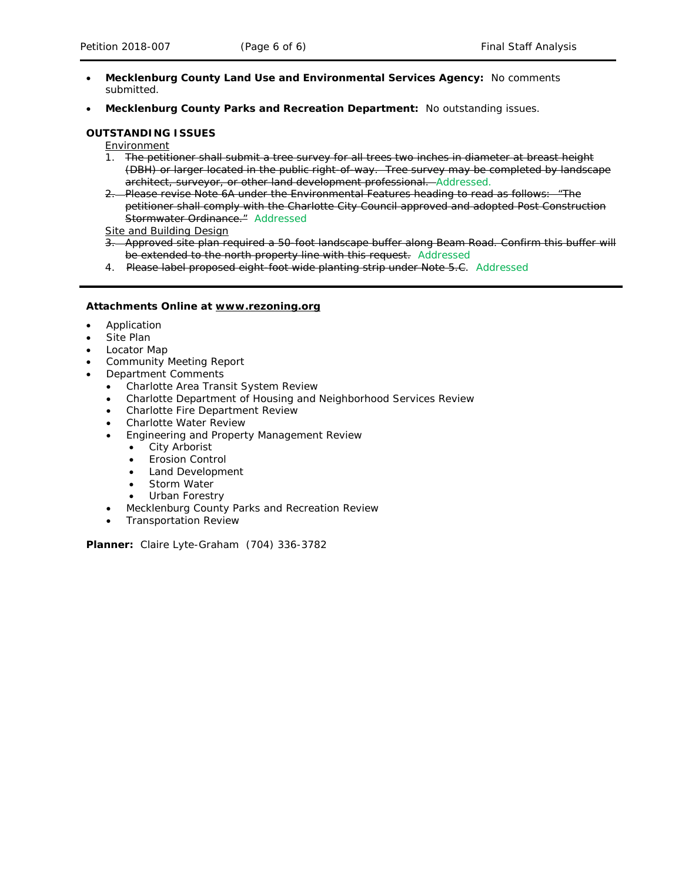- **Mecklenburg County Land Use and Environmental Services Agency:** No comments submitted.
- **Mecklenburg County Parks and Recreation Department:** No outstanding issues.

**OUTSTANDING ISSUES**

Environment

1. ~~The petitioner shall submit a tree survey for all trees two inches in diameter at breast height (DBH) or larger located in the public right-of-way. Tree survey may be completed by landscape architect, surveyor, or other land development professional.~~ Addressed.
2. ~~Please revise Note 6A under the Environmental Features heading to read as follows: "The petitioner shall comply with the Charlotte City Council approved and adopted Post Construction Stormwater Ordinance."~~ Addressed

Site and Building Design

3. ~~Approved site plan required a 50-foot landscape buffer along Beam Road. Confirm this buffer will be extended to the north property line with this request.~~ Addressed
4. ~~Please label proposed eight-foot wide planting strip under Note 5.C~~. Addressed

---

**Attachments Online at www.rezoning.org**

- Application
- Site Plan
- Locator Map
- Community Meeting Report
- Department Comments
  - Charlotte Area Transit System Review
  - Charlotte Department of Housing and Neighborhood Services Review
  - Charlotte Fire Department Review
  - Charlotte Water Review
  - Engineering and Property Management Review
    - City Arborist
    - Erosion Control
    - Land Development
    - Storm Water
    - Urban Forestry
  - Mecklenburg County Parks and Recreation Review
  - Transportation Review

**Planner:** Claire Lyte-Graham (704) 336-3782